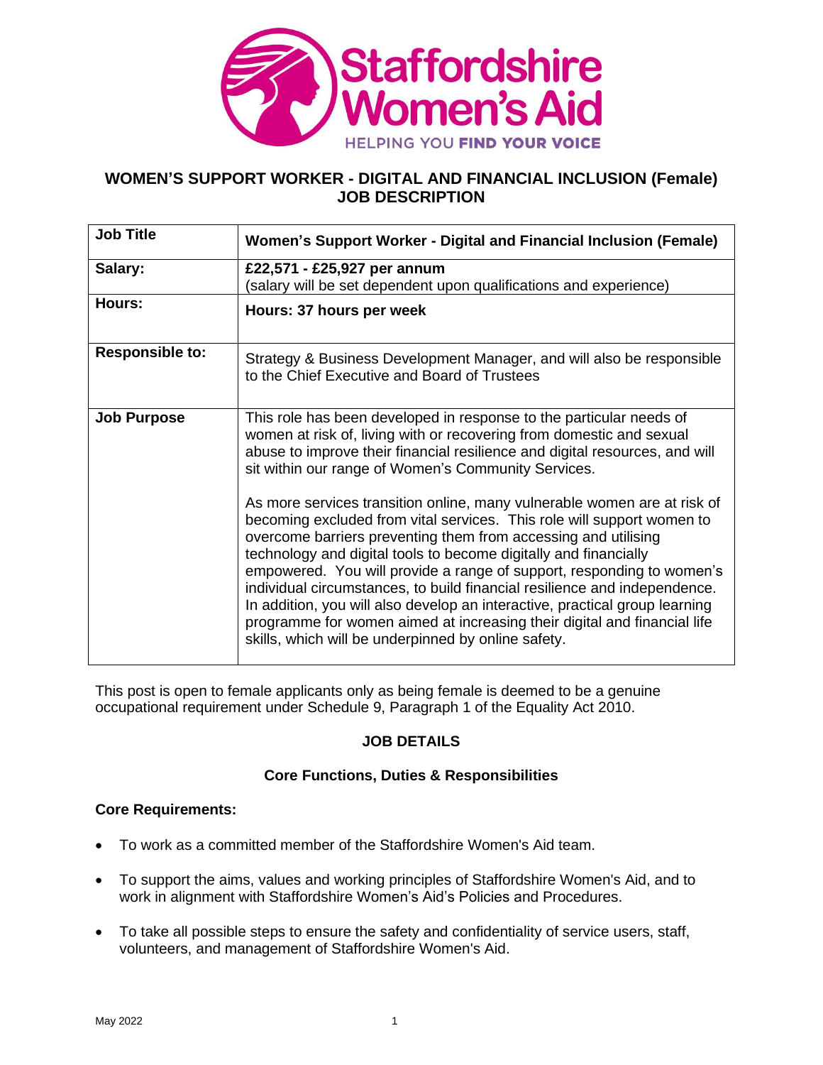# WOMEN'S SUPPORT WORKER - DIGITAL AND FINANCIAL INCLUSION (Female)
# JOB DESCRIPTION

| Job Title | Women's Support Worker - Digital and Financial Inclusion (Female) |
|---|---|
| Salary: | **£22,571 - £25,927 per annum**<br>(salary will be set dependent upon qualifications and experience) |
| Hours: | **Hours: 37 hours per week** |
| Responsible to: | Strategy & Business Development Manager, and will also be responsible to the Chief Executive and Board of Trustees |
| Job Purpose | This role has been developed in response to the particular needs of women at risk of, living with or recovering from domestic and sexual abuse to improve their financial resilience and digital resources, and will sit within our range of Women's Community Services.<br><br>As more services transition online, many vulnerable women are at risk of becoming excluded from vital services. This role will support women to overcome barriers preventing them from accessing and utilising technology and digital tools to become digitally and financially empowered. You will provide a range of support, responding to women's individual circumstances, to build financial resilience and independence. In addition, you will also develop an interactive, practical group learning programme for women aimed at increasing their digital and financial life skills, which will be underpinned by online safety. |

This post is open to female applicants only as being female is deemed to be a genuine occupational requirement under Schedule 9, Paragraph 1 of the Equality Act 2010.

## JOB DETAILS

### Core Functions, Duties & Responsibilities

**Core Requirements:**

- To work as a committed member of the Staffordshire Women's Aid team.
- To support the aims, values and working principles of Staffordshire Women's Aid, and to work in alignment with Staffordshire Women's Aid's Policies and Procedures.
- To take all possible steps to ensure the safety and confidentiality of service users, staff, volunteers, and management of Staffordshire Women's Aid.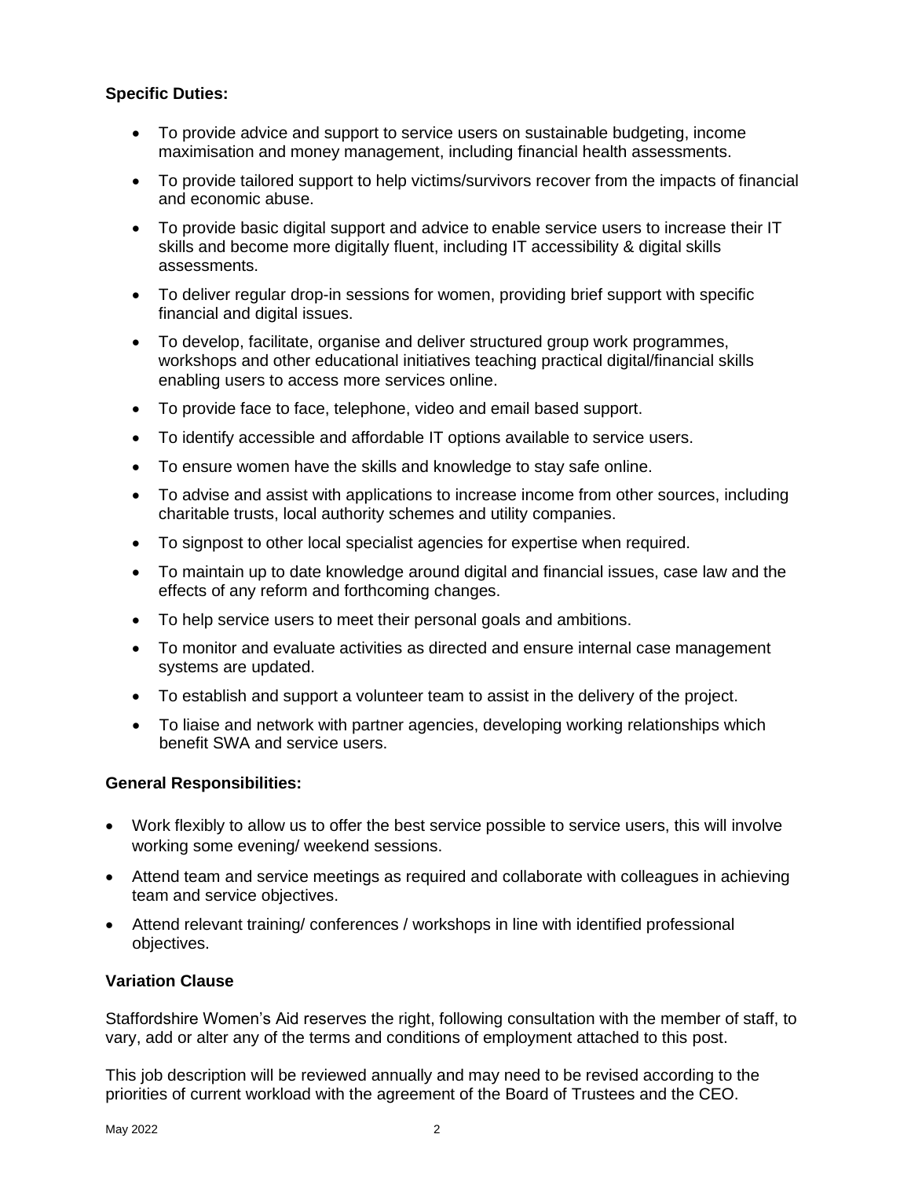**Specific Duties:**

- To provide advice and support to service users on sustainable budgeting, income maximisation and money management, including financial health assessments.
- To provide tailored support to help victims/survivors recover from the impacts of financial and economic abuse.
- To provide basic digital support and advice to enable service users to increase their IT skills and become more digitally fluent, including IT accessibility & digital skills assessments.
- To deliver regular drop-in sessions for women, providing brief support with specific financial and digital issues.
- To develop, facilitate, organise and deliver structured group work programmes, workshops and other educational initiatives teaching practical digital/financial skills enabling users to access more services online.
- To provide face to face, telephone, video and email based support.
- To identify accessible and affordable IT options available to service users.
- To ensure women have the skills and knowledge to stay safe online.
- To advise and assist with applications to increase income from other sources, including charitable trusts, local authority schemes and utility companies.
- To signpost to other local specialist agencies for expertise when required.
- To maintain up to date knowledge around digital and financial issues, case law and the effects of any reform and forthcoming changes.
- To help service users to meet their personal goals and ambitions.
- To monitor and evaluate activities as directed and ensure internal case management systems are updated.
- To establish and support a volunteer team to assist in the delivery of the project.
- To liaise and network with partner agencies, developing working relationships which benefit SWA and service users.

**General Responsibilities:**

- Work flexibly to allow us to offer the best service possible to service users, this will involve working some evening/ weekend sessions.
- Attend team and service meetings as required and collaborate with colleagues in achieving team and service objectives.
- Attend relevant training/ conferences / workshops in line with identified professional objectives.

**Variation Clause**

Staffordshire Women's Aid reserves the right, following consultation with the member of staff, to vary, add or alter any of the terms and conditions of employment attached to this post.

This job description will be reviewed annually and may need to be revised according to the priorities of current workload with the agreement of the Board of Trustees and the CEO.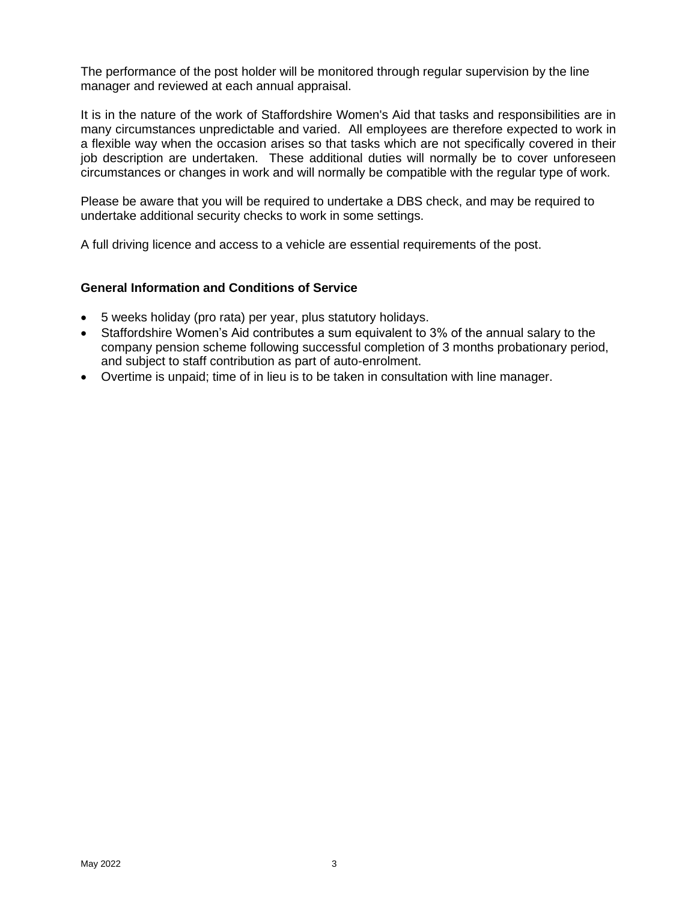The performance of the post holder will be monitored through regular supervision by the line manager and reviewed at each annual appraisal.

It is in the nature of the work of Staffordshire Women's Aid that tasks and responsibilities are in many circumstances unpredictable and varied. All employees are therefore expected to work in a flexible way when the occasion arises so that tasks which are not specifically covered in their job description are undertaken. These additional duties will normally be to cover unforeseen circumstances or changes in work and will normally be compatible with the regular type of work.

Please be aware that you will be required to undertake a DBS check, and may be required to undertake additional security checks to work in some settings.

A full driving licence and access to a vehicle are essential requirements of the post.

**General Information and Conditions of Service**

- 5 weeks holiday (pro rata) per year, plus statutory holidays.
- Staffordshire Women's Aid contributes a sum equivalent to 3% of the annual salary to the company pension scheme following successful completion of 3 months probationary period, and subject to staff contribution as part of auto-enrolment.
- Overtime is unpaid; time of in lieu is to be taken in consultation with line manager.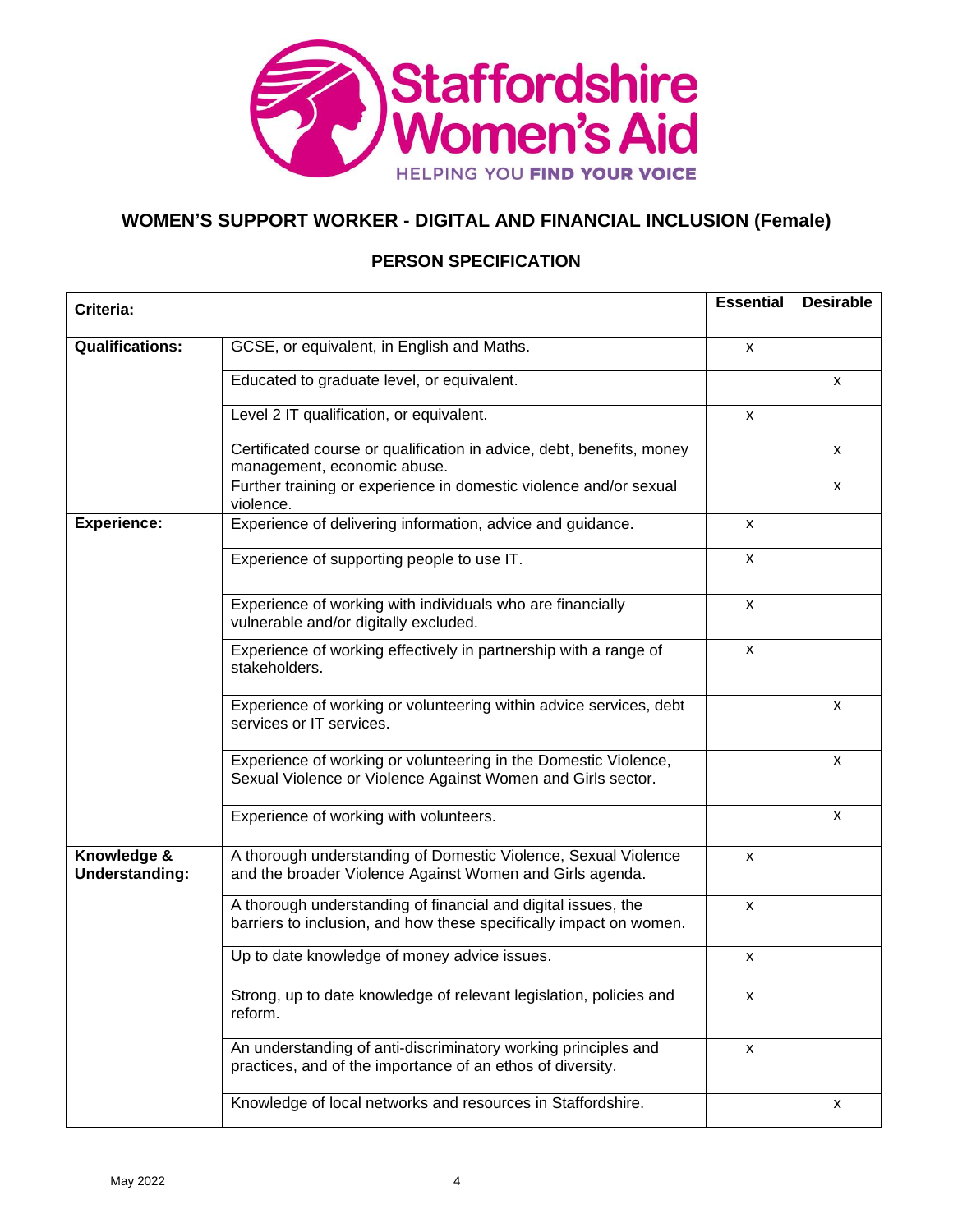# WOMEN'S SUPPORT WORKER - DIGITAL AND FINANCIAL INCLUSION (Female)

## PERSON SPECIFICATION

| Criteria: | | Essential | Desirable |
|---|---|---|---|
| **Qualifications:** | GCSE, or equivalent, in English and Maths. | x | |
| | Educated to graduate level, or equivalent. | | x |
| | Level 2 IT qualification, or equivalent. | x | |
| | Certificated course or qualification in advice, debt, benefits, money management, economic abuse. | | x |
| | Further training or experience in domestic violence and/or sexual violence. | | x |
| **Experience:** | Experience of delivering information, advice and guidance. | x | |
| | Experience of supporting people to use IT. | x | |
| | Experience of working with individuals who are financially vulnerable and/or digitally excluded. | x | |
| | Experience of working effectively in partnership with a range of stakeholders. | x | |
| | Experience of working or volunteering within advice services, debt services or IT services. | | x |
| | Experience of working or volunteering in the Domestic Violence, Sexual Violence or Violence Against Women and Girls sector. | | x |
| | Experience of working with volunteers. | | x |
| **Knowledge & Understanding:** | A thorough understanding of Domestic Violence, Sexual Violence and the broader Violence Against Women and Girls agenda. | x | |
| | A thorough understanding of financial and digital issues, the barriers to inclusion, and how these specifically impact on women. | x | |
| | Up to date knowledge of money advice issues. | x | |
| | Strong, up to date knowledge of relevant legislation, policies and reform. | x | |
| | An understanding of anti-discriminatory working principles and practices, and of the importance of an ethos of diversity. | x | |
| | Knowledge of local networks and resources in Staffordshire. | | x |

May 2022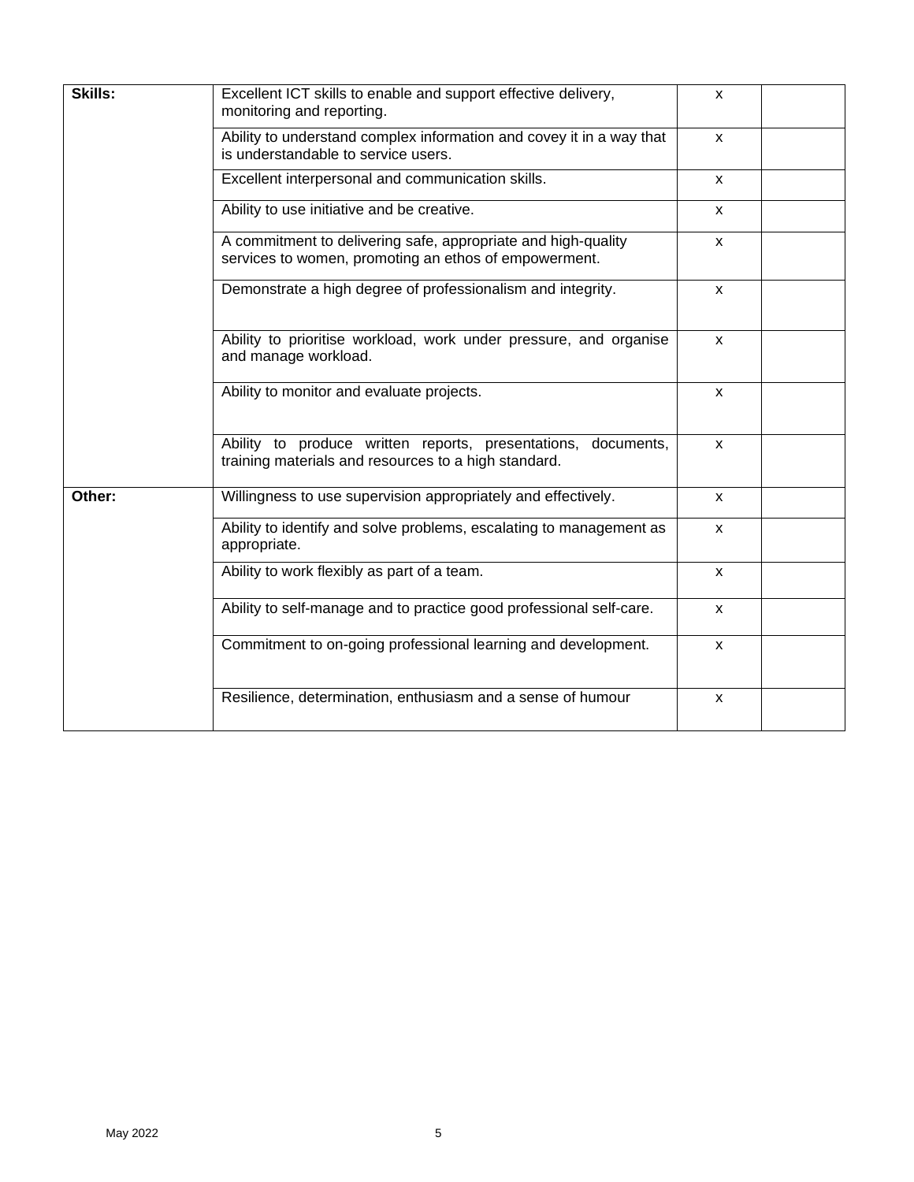| | | | |
|---|---|---|---|
| **Skills:** | Excellent ICT skills to enable and support effective delivery, monitoring and reporting. | x | |
| | Ability to understand complex information and covey it in a way that is understandable to service users. | x | |
| | Excellent interpersonal and communication skills. | x | |
| | Ability to use initiative and be creative. | x | |
| | A commitment to delivering safe, appropriate and high-quality services to women, promoting an ethos of empowerment. | x | |
| | Demonstrate a high degree of professionalism and integrity. | x | |
| | Ability to prioritise workload, work under pressure, and organise and manage workload. | x | |
| | Ability to monitor and evaluate projects. | x | |
| | Ability to produce written reports, presentations, documents, training materials and resources to a high standard. | x | |
| **Other:** | Willingness to use supervision appropriately and effectively. | x | |
| | Ability to identify and solve problems, escalating to management as appropriate. | x | |
| | Ability to work flexibly as part of a team. | x | |
| | Ability to self-manage and to practice good professional self-care. | x | |
| | Commitment to on-going professional learning and development. | x | |
| | Resilience, determination, enthusiasm and a sense of humour | x | |

May 2022